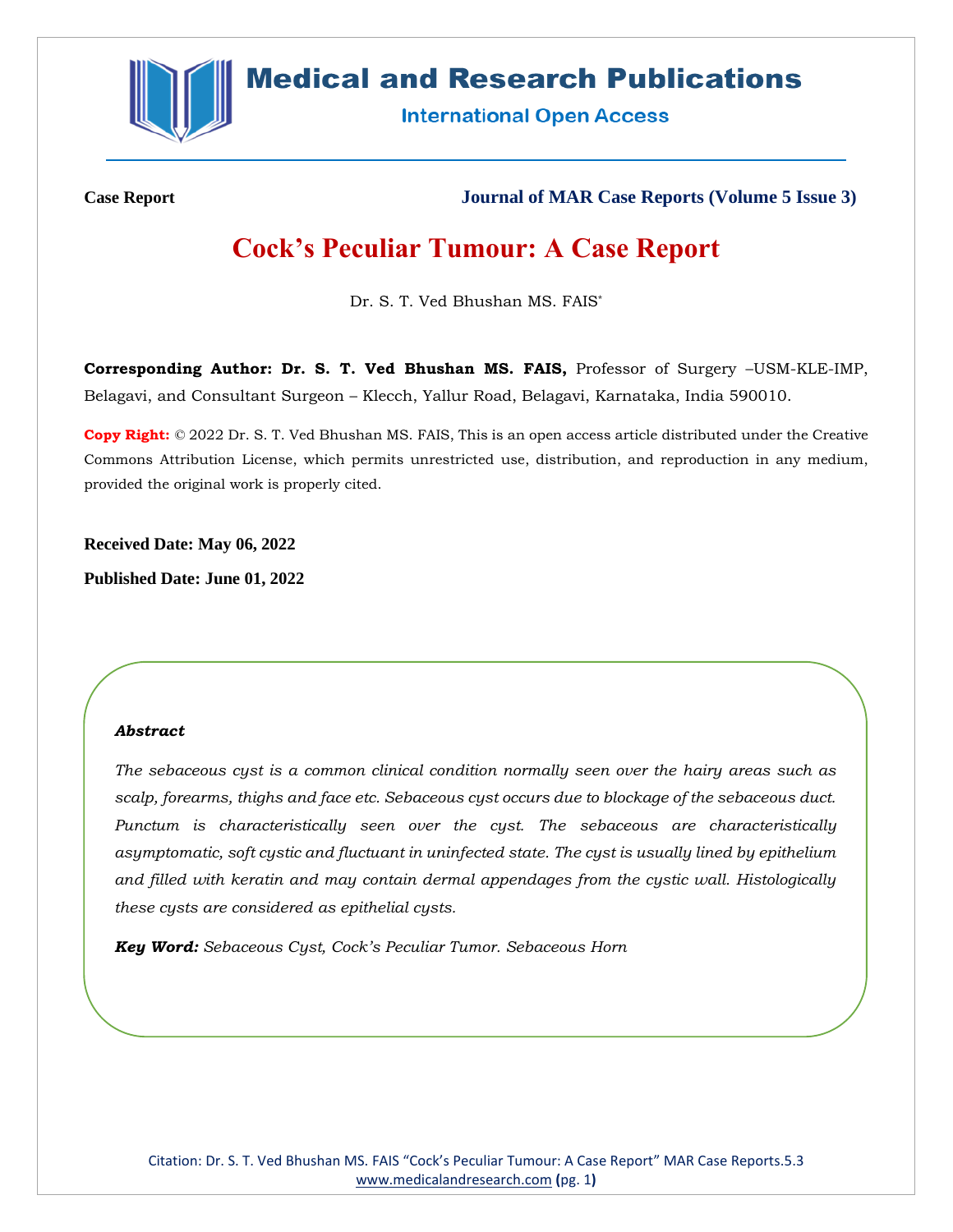**Case Report**

**Journal of MAR Case Reports (Volume 5 Issue 3)**

# Cock's Peculiar Tumour: A Case Report

Dr. S. T. Ved Bhushan MS. FAIS*

**Corresponding Author: Dr. S. T. Ved Bhushan MS. FAIS,** Professor of Surgery –USM-KLE-IMP, Belagavi, and Consultant Surgeon – Klecch, Yallur Road, Belagavi, Karnataka, India 590010.

**Copy Right:** © 2022 Dr. S. T. Ved Bhushan MS. FAIS, This is an open access article distributed under the Creative Commons Attribution License, which permits unrestricted use, distribution, and reproduction in any medium, provided the original work is properly cited.

**Received Date: May 06, 2022**

**Published Date: June 01, 2022**

***Abstract***

*The sebaceous cyst is a common clinical condition normally seen over the hairy areas such as scalp, forearms, thighs and face etc. Sebaceous cyst occurs due to blockage of the sebaceous duct. Punctum is characteristically seen over the cyst. The sebaceous are characteristically asymptomatic, soft cystic and fluctuant in uninfected state. The cyst is usually lined by epithelium and filled with keratin and may contain dermal appendages from the cystic wall. Histologically these cysts are considered as epithelial cysts.*

***Key Word:*** *Sebaceous Cyst, Cock's Peculiar Tumor. Sebaceous Horn*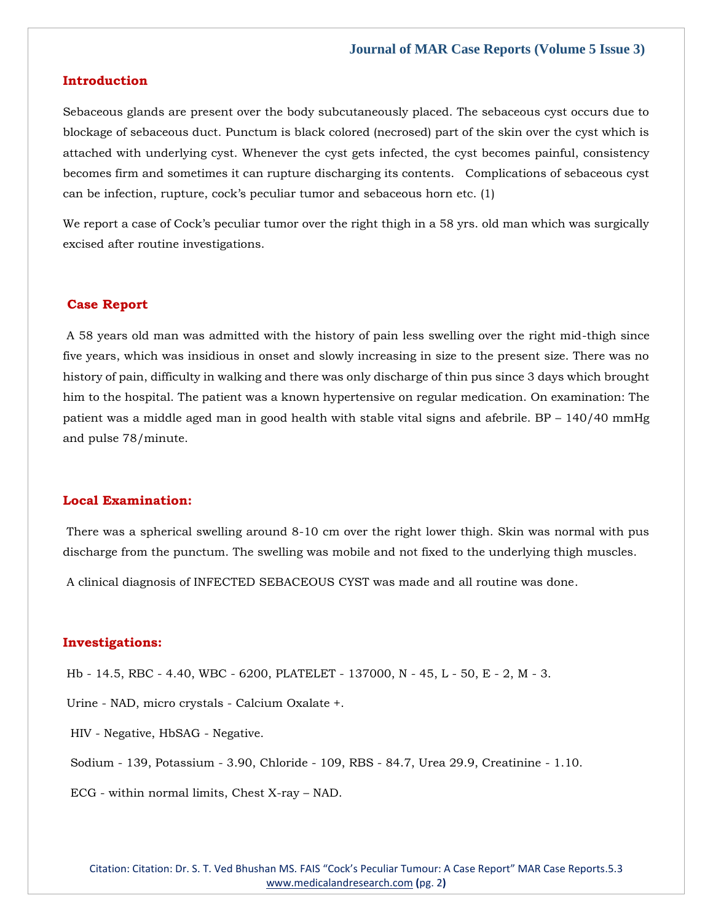## Introduction

Sebaceous glands are present over the body subcutaneously placed. The sebaceous cyst occurs due to blockage of sebaceous duct. Punctum is black colored (necrosed) part of the skin over the cyst which is attached with underlying cyst. Whenever the cyst gets infected, the cyst becomes painful, consistency becomes firm and sometimes it can rupture discharging its contents. Complications of sebaceous cyst can be infection, rupture, cock's peculiar tumor and sebaceous horn etc. (1)

We report a case of Cock's peculiar tumor over the right thigh in a 58 yrs. old man which was surgically excised after routine investigations.

## Case Report

A 58 years old man was admitted with the history of pain less swelling over the right mid-thigh since five years, which was insidious in onset and slowly increasing in size to the present size. There was no history of pain, difficulty in walking and there was only discharge of thin pus since 3 days which brought him to the hospital. The patient was a known hypertensive on regular medication. On examination: The patient was a middle aged man in good health with stable vital signs and afebrile. BP – 140/40 mmHg and pulse 78/minute.

## Local Examination:

There was a spherical swelling around 8-10 cm over the right lower thigh. Skin was normal with pus discharge from the punctum. The swelling was mobile and not fixed to the underlying thigh muscles.

A clinical diagnosis of INFECTED SEBACEOUS CYST was made and all routine was done.

## Investigations:

Hb - 14.5, RBC - 4.40, WBC - 6200, PLATELET - 137000, N - 45, L - 50, E - 2, M - 3.

Urine - NAD, micro crystals - Calcium Oxalate +.

HIV - Negative, HbSAG - Negative.

Sodium - 139, Potassium - 3.90, Chloride - 109, RBS - 84.7, Urea 29.9, Creatinine - 1.10.

ECG - within normal limits, Chest X-ray – NAD.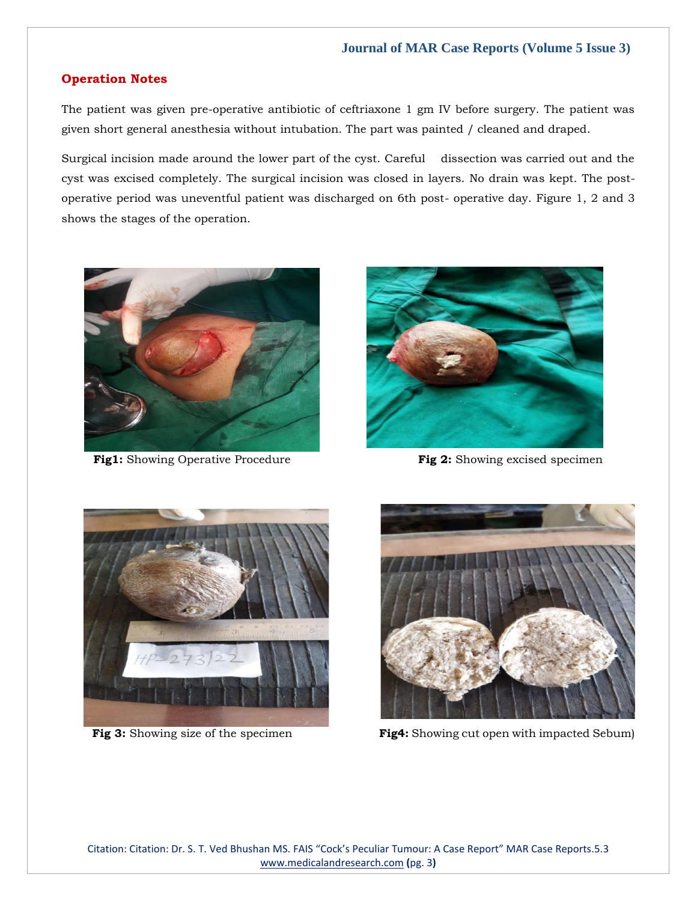## Operation Notes

The patient was given pre-operative antibiotic of ceftriaxone 1 gm IV before surgery. The patient was given short general anesthesia without intubation. The part was painted / cleaned and draped.

Surgical incision made around the lower part of the cyst. Careful dissection was carried out and the cyst was excised completely. The surgical incision was closed in layers. No drain was kept. The post-operative period was uneventful patient was discharged on 6th post- operative day. Figure 1, 2 and 3 shows the stages of the operation.

**Fig1:** Showing Operative Procedure

**Fig 2:** Showing excised specimen

**Fig 3:** Showing size of the specimen

**Fig4:** Showing cut open with impacted Sebum)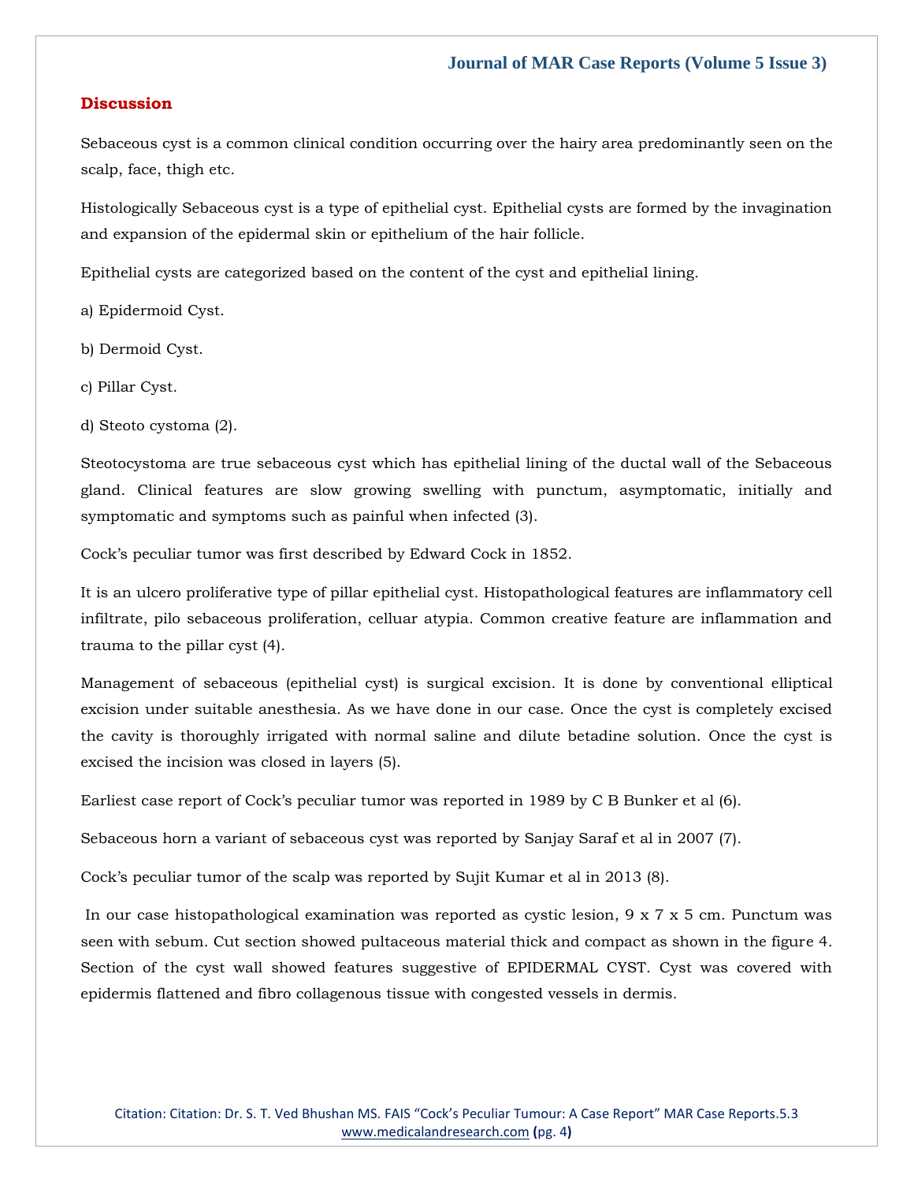## Discussion

Sebaceous cyst is a common clinical condition occurring over the hairy area predominantly seen on the scalp, face, thigh etc.

Histologically Sebaceous cyst is a type of epithelial cyst. Epithelial cysts are formed by the invagination and expansion of the epidermal skin or epithelium of the hair follicle.

Epithelial cysts are categorized based on the content of the cyst and epithelial lining.

a) Epidermoid Cyst.

b) Dermoid Cyst.

c) Pillar Cyst.

d) Steoto cystoma (2).

Steotocystoma are true sebaceous cyst which has epithelial lining of the ductal wall of the Sebaceous gland. Clinical features are slow growing swelling with punctum, asymptomatic, initially and symptomatic and symptoms such as painful when infected (3).

Cock's peculiar tumor was first described by Edward Cock in 1852.

It is an ulcero proliferative type of pillar epithelial cyst. Histopathological features are inflammatory cell infiltrate, pilo sebaceous proliferation, celluar atypia. Common creative feature are inflammation and trauma to the pillar cyst (4).

Management of sebaceous (epithelial cyst) is surgical excision. It is done by conventional elliptical excision under suitable anesthesia. As we have done in our case. Once the cyst is completely excised the cavity is thoroughly irrigated with normal saline and dilute betadine solution. Once the cyst is excised the incision was closed in layers (5).

Earliest case report of Cock's peculiar tumor was reported in 1989 by C B Bunker et al (6).

Sebaceous horn a variant of sebaceous cyst was reported by Sanjay Saraf et al in 2007 (7).

Cock's peculiar tumor of the scalp was reported by Sujit Kumar et al in 2013 (8).

In our case histopathological examination was reported as cystic lesion, 9 x 7 x 5 cm. Punctum was seen with sebum. Cut section showed pultaceous material thick and compact as shown in the figure 4. Section of the cyst wall showed features suggestive of EPIDERMAL CYST. Cyst was covered with epidermis flattened and fibro collagenous tissue with congested vessels in dermis.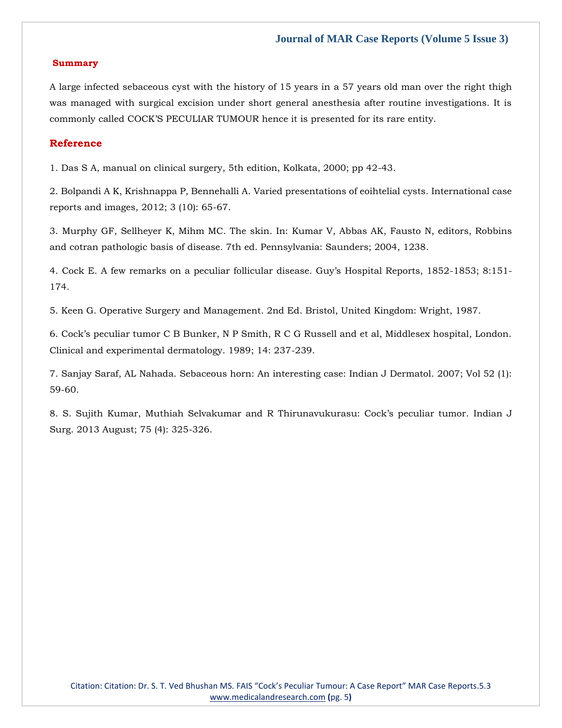## Summary

A large infected sebaceous cyst with the history of 15 years in a 57 years old man over the right thigh was managed with surgical excision under short general anesthesia after routine investigations. It is commonly called COCK'S PECULIAR TUMOUR hence it is presented for its rare entity.

## Reference

1. Das S A, manual on clinical surgery, 5th edition, Kolkata, 2000; pp 42-43.

2. Bolpandi A K, Krishnappa P, Bennehalli A. Varied presentations of eoihtelial cysts. International case reports and images, 2012; 3 (10): 65-67.

3. Murphy GF, Sellheyer K, Mihm MC. The skin. In: Kumar V, Abbas AK, Fausto N, editors, Robbins and cotran pathologic basis of disease. 7th ed. Pennsylvania: Saunders; 2004, 1238.

4. Cock E. A few remarks on a peculiar follicular disease. Guy's Hospital Reports, 1852-1853; 8:151-174.

5. Keen G. Operative Surgery and Management. 2nd Ed. Bristol, United Kingdom: Wright, 1987.

6. Cock's peculiar tumor C B Bunker, N P Smith, R C G Russell and et al, Middlesex hospital, London. Clinical and experimental dermatology. 1989; 14: 237-239.

7. Sanjay Saraf, AL Nahada. Sebaceous horn: An interesting case: Indian J Dermatol. 2007; Vol 52 (1): 59-60.

8. S. Sujith Kumar, Muthiah Selvakumar and R Thirunavukurasu: Cock's peculiar tumor. Indian J Surg. 2013 August; 75 (4): 325-326.